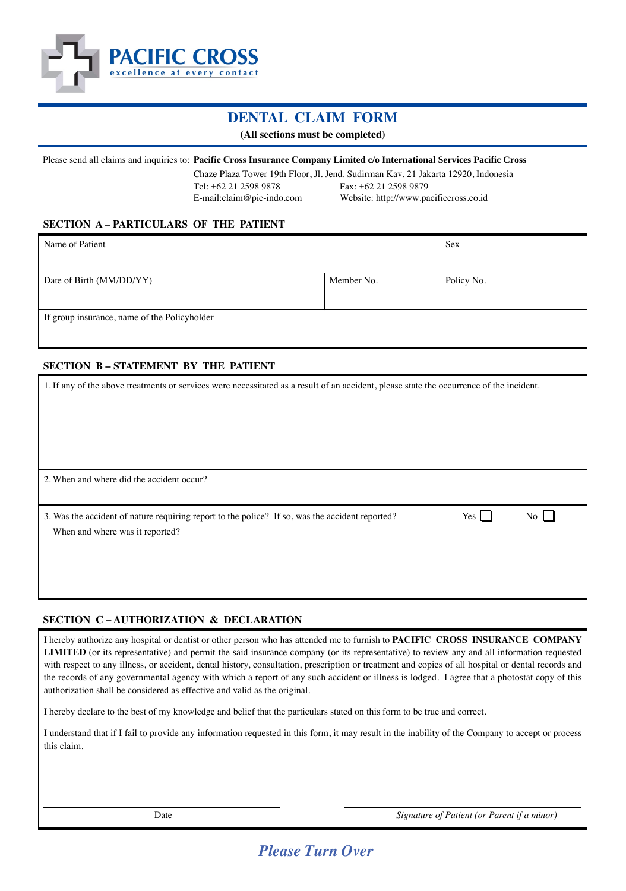**PACIFIC CROSS**
excellence at every contact

# DENTAL CLAIM FORM

**(All sections must be completed)**

Please send all claims and inquiries to: **Pacific Cross Insurance Company Limited c/o International Services Pacific Cross**
Chaze Plaza Tower 19th Floor, Jl. Jend. Sudirman Kav. 21 Jakarta 12920, Indonesia
Tel: +62 21 2598 9878 Fax: +62 21 2598 9879
E-mail:claim@pic-indo.com Website: http://www.pacificcross.co.id

## SECTION A – PARTICULARS OF THE PATIENT

| Name of Patient | | Sex |
|---|---|---|
| Date of Birth (MM/DD/YY) | Member No. | Policy No. |
| If group insurance, name of the Policyholder | | |

## SECTION B – STATEMENT BY THE PATIENT

1. If any of the above treatments or services were necessitated as a result of an accident, please state the occurrence of the incident.

2. When and where did the accident occur?

3. Was the accident of nature requiring report to the police? If so, was the accident reported? Yes ☐ No ☐
   When and where was it reported?

## SECTION C – AUTHORIZATION & DECLARATION

I hereby authorize any hospital or dentist or other person who has attended me to furnish to **PACIFIC CROSS INSURANCE COMPANY LIMITED** (or its representative) and permit the said insurance company (or its representative) to review any and all information requested with respect to any illness, or accident, dental history, consultation, prescription or treatment and copies of all hospital or dental records and the records of any governmental agency with which a report of any such accident or illness is lodged. I agree that a photostat copy of this authorization shall be considered as effective and valid as the original.

I hereby declare to the best of my knowledge and belief that the particulars stated on this form to be true and correct.

I understand that if I fail to provide any information requested in this form, it may result in the inability of the Company to accept or process this claim.

Date ______________________ *Signature of Patient (or Parent if a minor)* ______________________

***Please Turn Over***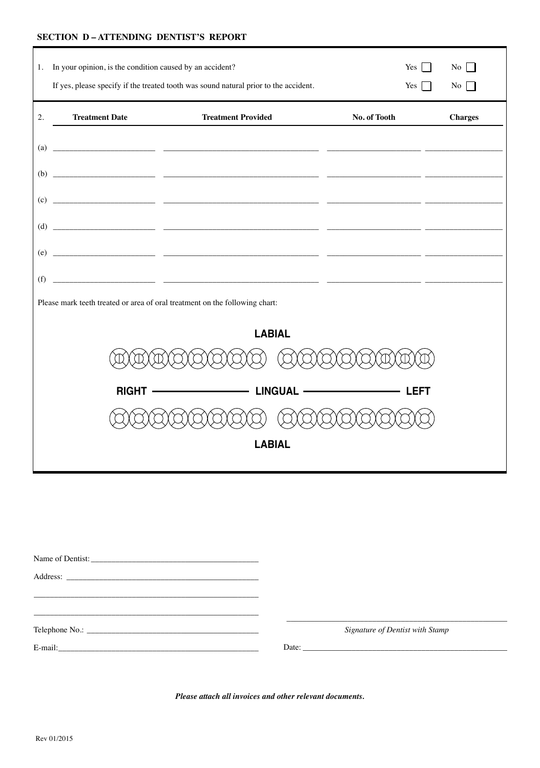## SECTION D – ATTENDING DENTIST'S REPORT

1. In your opinion, is the condition caused by an accident? Yes ☐ No ☐

   If yes, please specify if the treated tooth was sound natural prior to the accident. Yes ☐ No ☐

2.

| | Treatment Date | Treatment Provided | No. of Tooth | Charges |
|---|---|---|---|---|
| (a) | | | | |
| (b) | | | | |
| (c) | | | | |
| (d) | | | | |
| (e) | | | | |
| (f) | | | | |

Please mark teeth treated or area of oral treatment on the following chart:

LABIAL

RIGHT — LINGUAL — LEFT

LABIAL

Name of Dentist: ____________________

Address: ____________________

____________________

____________________

Telephone No.: ____________________

E-mail: ____________________

____________________

*Signature of Dentist with Stamp*

Date: ____________________

***Please attach all invoices and other relevant documents.***

Rev 01/2015